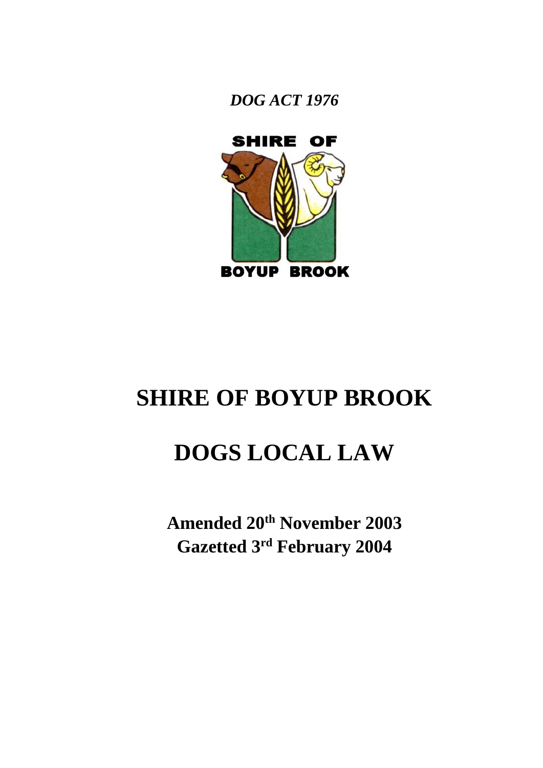*DOG ACT 1976*

SHIRE OF

BOYUP BROOK

# SHIRE OF BOYUP BROOK

# DOGS LOCAL LAW

**Amended 20th November 2003**
**Gazetted 3rd February 2004**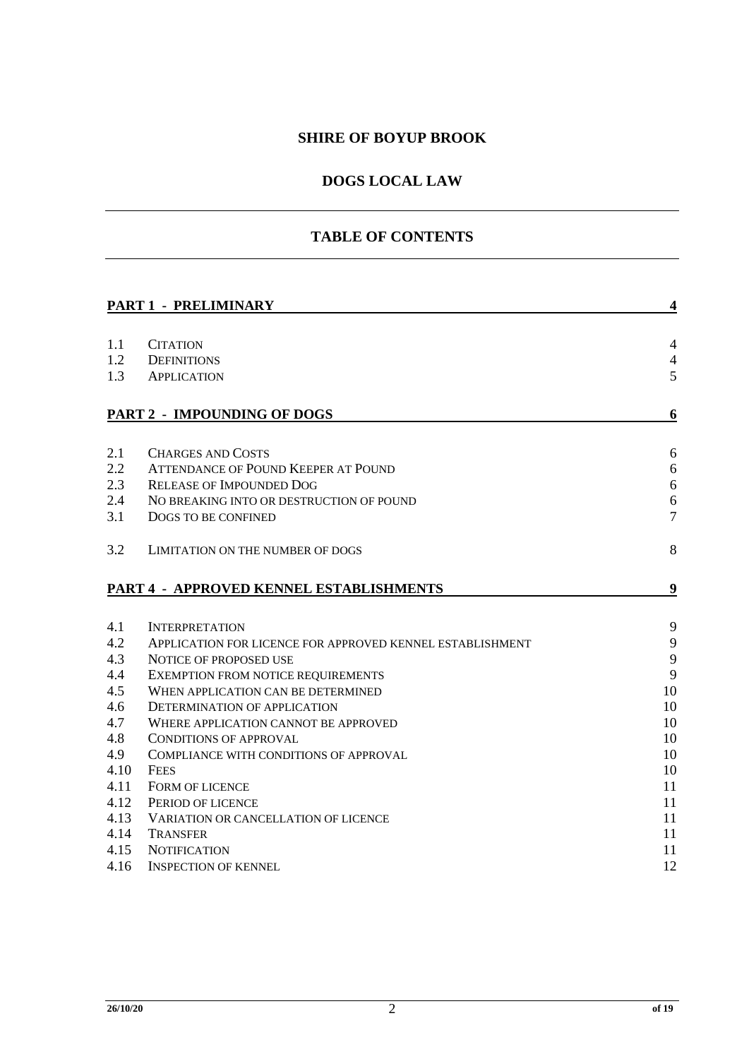# SHIRE OF BOYUP BROOK

## DOGS LOCAL LAW

## TABLE OF CONTENTS

| | | |
|---|---|---|
| **PART 1 - PRELIMINARY** | | **4** |
| 1.1 | CITATION | 4 |
| 1.2 | DEFINITIONS | 4 |
| 1.3 | APPLICATION | 5 |
| **PART 2 - IMPOUNDING OF DOGS** | | **6** |
| 2.1 | CHARGES AND COSTS | 6 |
| 2.2 | ATTENDANCE OF POUND KEEPER AT POUND | 6 |
| 2.3 | RELEASE OF IMPOUNDED DOG | 6 |
| 2.4 | NO BREAKING INTO OR DESTRUCTION OF POUND | 6 |
| 3.1 | DOGS TO BE CONFINED | 7 |
| 3.2 | LIMITATION ON THE NUMBER OF DOGS | 8 |
| **PART 4 - APPROVED KENNEL ESTABLISHMENTS** | | **9** |
| 4.1 | INTERPRETATION | 9 |
| 4.2 | APPLICATION FOR LICENCE FOR APPROVED KENNEL ESTABLISHMENT | 9 |
| 4.3 | NOTICE OF PROPOSED USE | 9 |
| 4.4 | EXEMPTION FROM NOTICE REQUIREMENTS | 9 |
| 4.5 | WHEN APPLICATION CAN BE DETERMINED | 10 |
| 4.6 | DETERMINATION OF APPLICATION | 10 |
| 4.7 | WHERE APPLICATION CANNOT BE APPROVED | 10 |
| 4.8 | CONDITIONS OF APPROVAL | 10 |
| 4.9 | COMPLIANCE WITH CONDITIONS OF APPROVAL | 10 |
| 4.10 | FEES | 10 |
| 4.11 | FORM OF LICENCE | 11 |
| 4.12 | PERIOD OF LICENCE | 11 |
| 4.13 | VARIATION OR CANCELLATION OF LICENCE | 11 |
| 4.14 | TRANSFER | 11 |
| 4.15 | NOTIFICATION | 11 |
| 4.16 | INSPECTION OF KENNEL | 12 |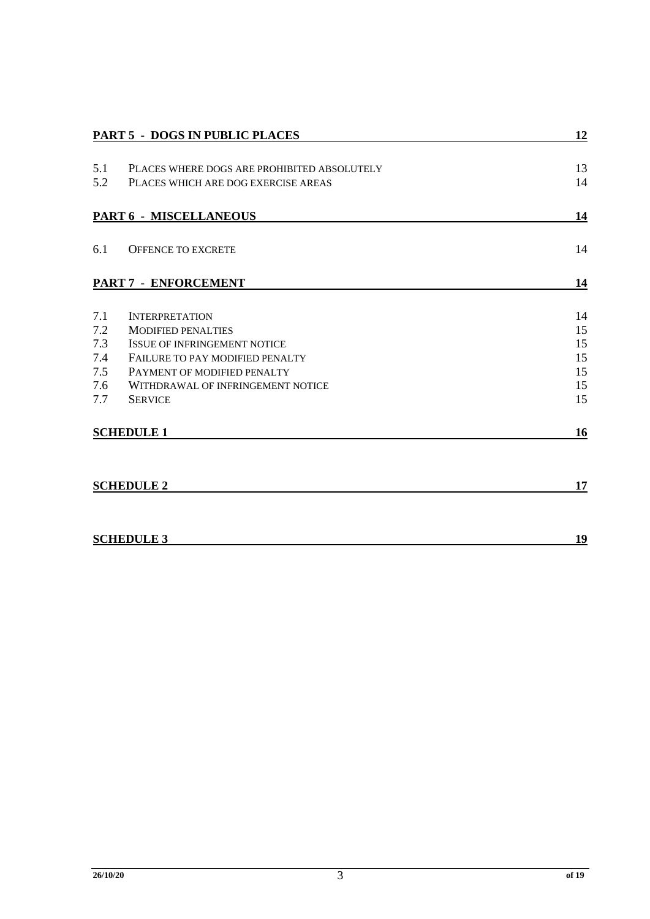| | | |
|---|---|---|
| **PART 5 - DOGS IN PUBLIC PLACES** | | **12** |
| 5.1 | PLACES WHERE DOGS ARE PROHIBITED ABSOLUTELY | 13 |
| 5.2 | PLACES WHICH ARE DOG EXERCISE AREAS | 14 |
| **PART 6 - MISCELLANEOUS** | | **14** |
| 6.1 | OFFENCE TO EXCRETE | 14 |
| **PART 7 - ENFORCEMENT** | | **14** |
| 7.1 | INTERPRETATION | 14 |
| 7.2 | MODIFIED PENALTIES | 15 |
| 7.3 | ISSUE OF INFRINGEMENT NOTICE | 15 |
| 7.4 | FAILURE TO PAY MODIFIED PENALTY | 15 |
| 7.5 | PAYMENT OF MODIFIED PENALTY | 15 |
| 7.6 | WITHDRAWAL OF INFRINGEMENT NOTICE | 15 |
| 7.7 | SERVICE | 15 |
| **SCHEDULE 1** | | **16** |
| **SCHEDULE 2** | | **17** |
| **SCHEDULE 3** | | **19** |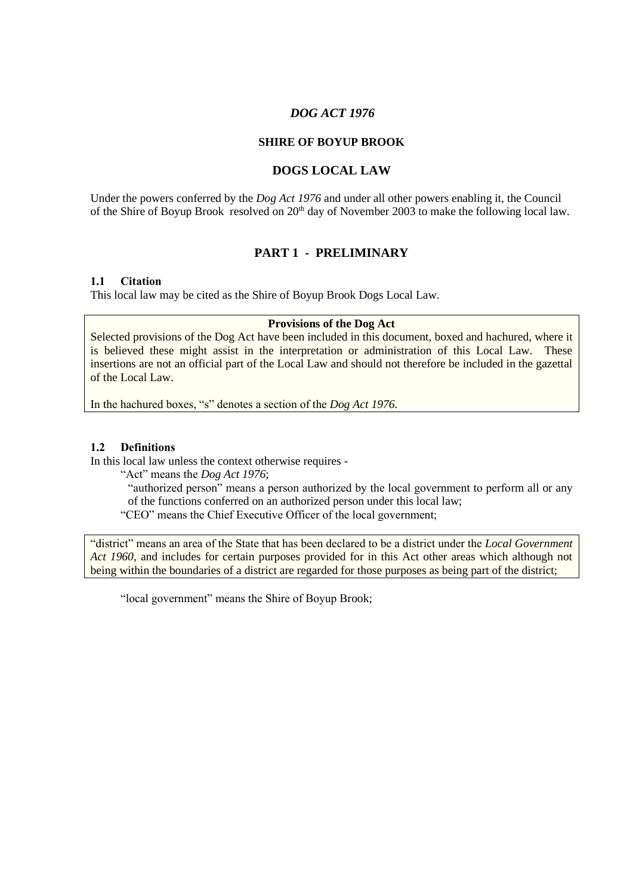***DOG ACT 1976***

**SHIRE OF BOYUP BROOK**

## DOGS LOCAL LAW

Under the powers conferred by the *Dog Act 1976* and under all other powers enabling it, the Council of the Shire of Boyup Brook resolved on 20th day of November 2003 to make the following local law.

## PART 1 - PRELIMINARY

### 1.1 Citation

This local law may be cited as the Shire of Boyup Brook Dogs Local Law.

> **Provisions of the Dog Act**
>
> Selected provisions of the Dog Act have been included in this document, boxed and hachured, where it is believed these might assist in the interpretation or administration of this Local Law. These insertions are not an official part of the Local Law and should not therefore be included in the gazettal of the Local Law.
>
> In the hachured boxes, "s" denotes a section of the *Dog Act 1976*.

### 1.2 Definitions

In this local law unless the context otherwise requires -

"Act" means the *Dog Act 1976*;

"authorized person" means a person authorized by the local government to perform all or any of the functions conferred on an authorized person under this local law;

"CEO" means the Chief Executive Officer of the local government;

> "district" means an area of the State that has been declared to be a district under the *Local Government Act 1960*, and includes for certain purposes provided for in this Act other areas which although not being within the boundaries of a district are regarded for those purposes as being part of the district;

"local government" means the Shire of Boyup Brook;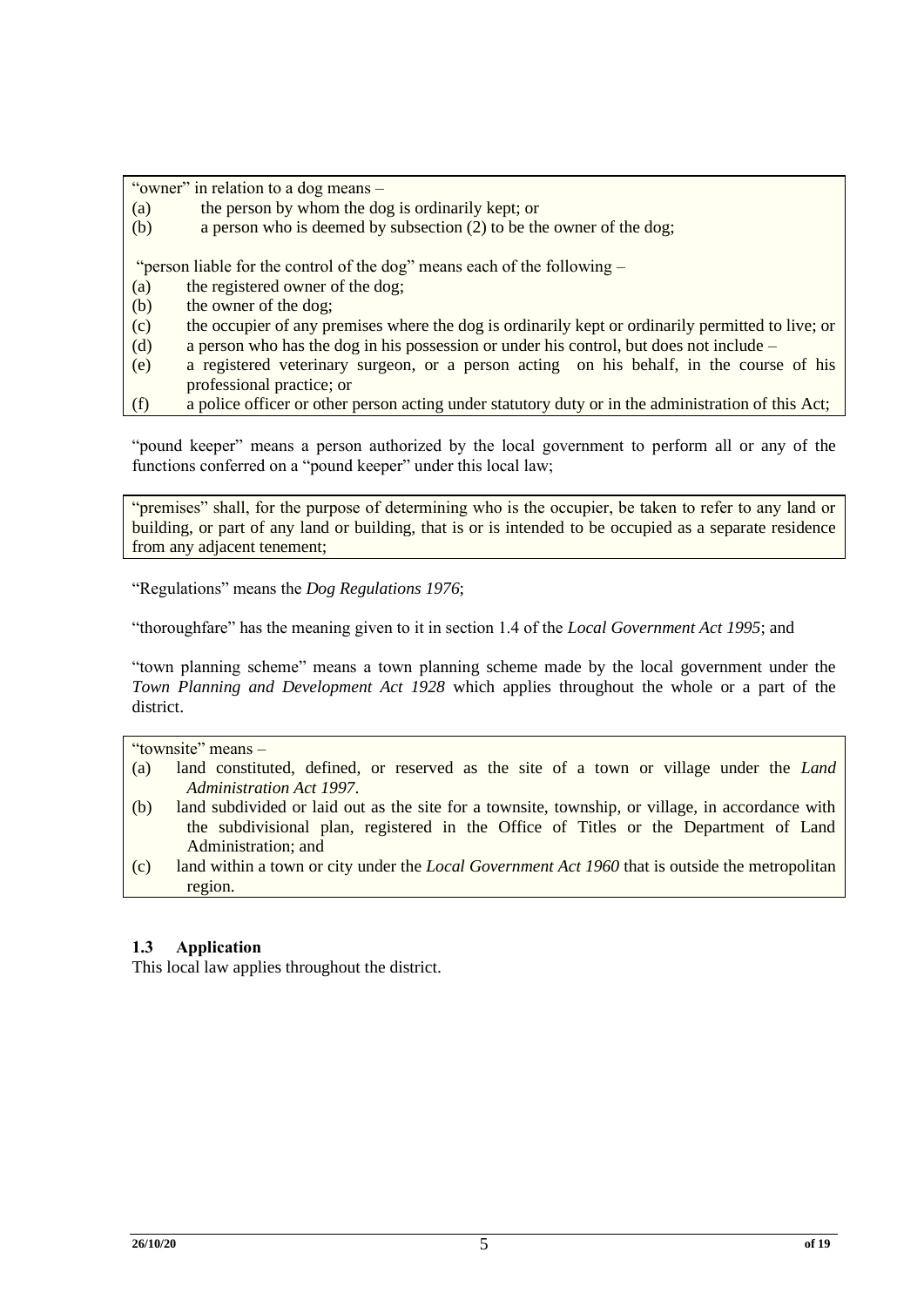"owner" in relation to a dog means –

(a) the person by whom the dog is ordinarily kept; or
(b) a person who is deemed by subsection (2) to be the owner of the dog;

"person liable for the control of the dog" means each of the following –

(a) the registered owner of the dog;
(b) the owner of the dog;
(c) the occupier of any premises where the dog is ordinarily kept or ordinarily permitted to live; or
(d) a person who has the dog in his possession or under his control, but does not include –
(e) a registered veterinary surgeon, or a person acting on his behalf, in the course of his professional practice; or
(f) a police officer or other person acting under statutory duty or in the administration of this Act;

"pound keeper" means a person authorized by the local government to perform all or any of the functions conferred on a "pound keeper" under this local law;

"premises" shall, for the purpose of determining who is the occupier, be taken to refer to any land or building, or part of any land or building, that is or is intended to be occupied as a separate residence from any adjacent tenement;

"Regulations" means the *Dog Regulations 1976*;

"thoroughfare" has the meaning given to it in section 1.4 of the *Local Government Act 1995*; and

"town planning scheme" means a town planning scheme made by the local government under the *Town Planning and Development Act 1928* which applies throughout the whole or a part of the district.

"townsite" means –

(a) land constituted, defined, or reserved as the site of a town or village under the *Land Administration Act 1997*.
(b) land subdivided or laid out as the site for a townsite, township, or village, in accordance with the subdivisional plan, registered in the Office of Titles or the Department of Land Administration; and
(c) land within a town or city under the *Local Government Act 1960* that is outside the metropolitan region.

### 1.3 Application

This local law applies throughout the district.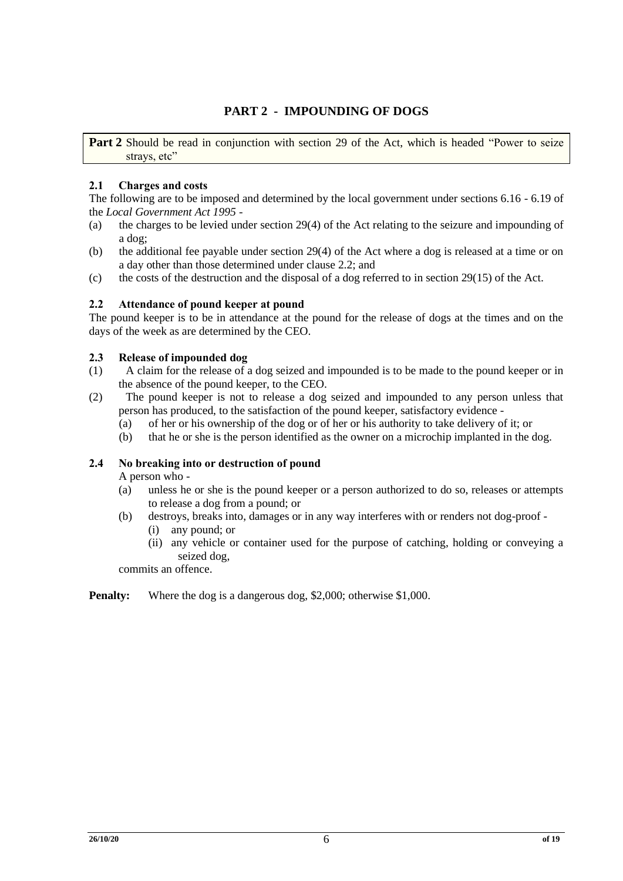## PART 2 - IMPOUNDING OF DOGS

**Part 2** Should be read in conjunction with section 29 of the Act, which is headed "Power to seize strays, etc"

### 2.1 Charges and costs

The following are to be imposed and determined by the local government under sections 6.16 - 6.19 of the *Local Government Act 1995* -

(a) the charges to be levied under section 29(4) of the Act relating to the seizure and impounding of a dog;

(b) the additional fee payable under section 29(4) of the Act where a dog is released at a time or on a day other than those determined under clause 2.2; and

(c) the costs of the destruction and the disposal of a dog referred to in section 29(15) of the Act.

### 2.2 Attendance of pound keeper at pound

The pound keeper is to be in attendance at the pound for the release of dogs at the times and on the days of the week as are determined by the CEO.

### 2.3 Release of impounded dog

(1) A claim for the release of a dog seized and impounded is to be made to the pound keeper or in the absence of the pound keeper, to the CEO.

(2) The pound keeper is not to release a dog seized and impounded to any person unless that person has produced, to the satisfaction of the pound keeper, satisfactory evidence -

  (a) of her or his ownership of the dog or of her or his authority to take delivery of it; or

  (b) that he or she is the person identified as the owner on a microchip implanted in the dog.

### 2.4 No breaking into or destruction of pound

A person who -

(a) unless he or she is the pound keeper or a person authorized to do so, releases or attempts to release a dog from a pound; or

(b) destroys, breaks into, damages or in any way interferes with or renders not dog-proof -

  (i) any pound; or

  (ii) any vehicle or container used for the purpose of catching, holding or conveying a seized dog,

commits an offence.

**Penalty:** Where the dog is a dangerous dog, $2,000; otherwise $1,000.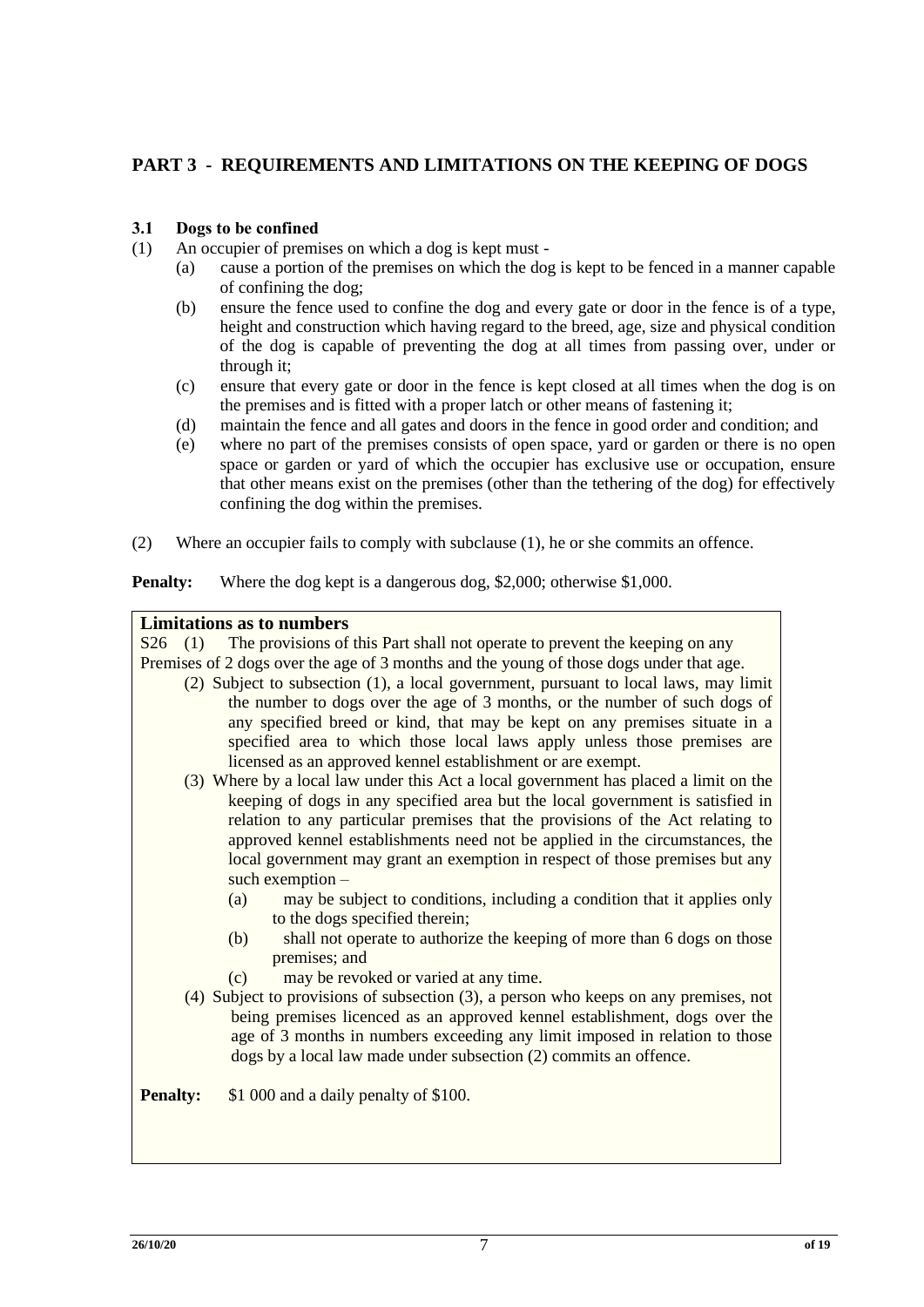## PART 3 - REQUIREMENTS AND LIMITATIONS ON THE KEEPING OF DOGS

### 3.1 Dogs to be confined

(1) An occupier of premises on which a dog is kept must -

- (a) cause a portion of the premises on which the dog is kept to be fenced in a manner capable of confining the dog;
- (b) ensure the fence used to confine the dog and every gate or door in the fence is of a type, height and construction which having regard to the breed, age, size and physical condition of the dog is capable of preventing the dog at all times from passing over, under or through it;
- (c) ensure that every gate or door in the fence is kept closed at all times when the dog is on the premises and is fitted with a proper latch or other means of fastening it;
- (d) maintain the fence and all gates and doors in the fence in good order and condition; and
- (e) where no part of the premises consists of open space, yard or garden or there is no open space or garden or yard of which the occupier has exclusive use or occupation, ensure that other means exist on the premises (other than the tethering of the dog) for effectively confining the dog within the premises.

(2) Where an occupier fails to comply with subclause (1), he or she commits an offence.

**Penalty:** Where the dog kept is a dangerous dog, $2,000; otherwise $1,000.

**Limitations as to numbers**

S26 (1) The provisions of this Part shall not operate to prevent the keeping on any Premises of 2 dogs over the age of 3 months and the young of those dogs under that age.

(2) Subject to subsection (1), a local government, pursuant to local laws, may limit the number to dogs over the age of 3 months, or the number of such dogs of any specified breed or kind, that may be kept on any premises situate in a specified area to which those local laws apply unless those premises are licensed as an approved kennel establishment or are exempt.

(3) Where by a local law under this Act a local government has placed a limit on the keeping of dogs in any specified area but the local government is satisfied in relation to any particular premises that the provisions of the Act relating to approved kennel establishments need not be applied in the circumstances, the local government may grant an exemption in respect of those premises but any such exemption –

- (a) may be subject to conditions, including a condition that it applies only to the dogs specified therein;
- (b) shall not operate to authorize the keeping of more than 6 dogs on those premises; and
- (c) may be revoked or varied at any time.

(4) Subject to provisions of subsection (3), a person who keeps on any premises, not being premises licenced as an approved kennel establishment, dogs over the age of 3 months in numbers exceeding any limit imposed in relation to those dogs by a local law made under subsection (2) commits an offence.

**Penalty:** $1 000 and a daily penalty of $100.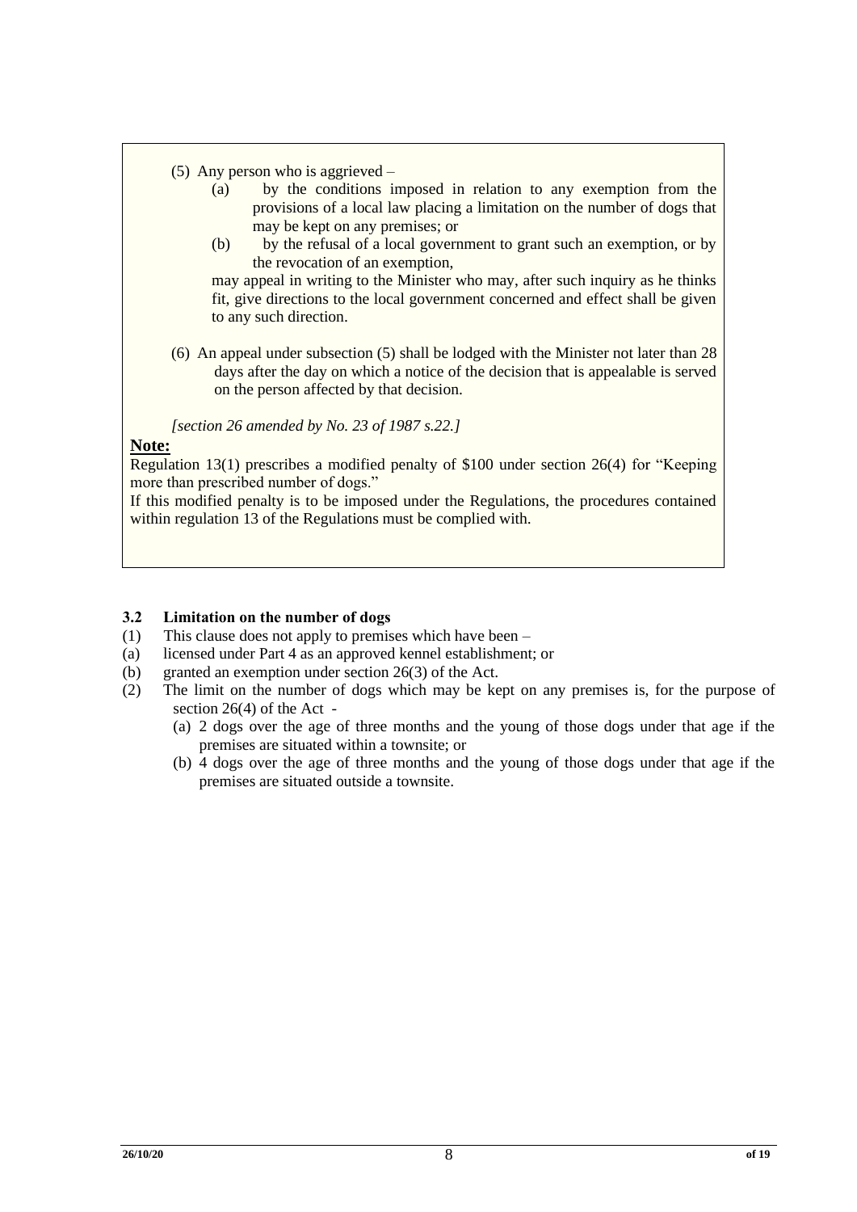(5) Any person who is aggrieved –

- (a) by the conditions imposed in relation to any exemption from the provisions of a local law placing a limitation on the number of dogs that may be kept on any premises; or
- (b) by the refusal of a local government to grant such an exemption, or by the revocation of an exemption,

may appeal in writing to the Minister who may, after such inquiry as he thinks fit, give directions to the local government concerned and effect shall be given to any such direction.

(6) An appeal under subsection (5) shall be lodged with the Minister not later than 28 days after the day on which a notice of the decision that is appealable is served on the person affected by that decision.

*[section 26 amended by No. 23 of 1987 s.22.]*

**Note:**

Regulation 13(1) prescribes a modified penalty of $100 under section 26(4) for "Keeping more than prescribed number of dogs."

If this modified penalty is to be imposed under the Regulations, the procedures contained within regulation 13 of the Regulations must be complied with.

### 3.2 Limitation on the number of dogs

(1) This clause does not apply to premises which have been –

- (a) licensed under Part 4 as an approved kennel establishment; or
- (b) granted an exemption under section 26(3) of the Act.

(2) The limit on the number of dogs which may be kept on any premises is, for the purpose of section 26(4) of the Act -

- (a) 2 dogs over the age of three months and the young of those dogs under that age if the premises are situated within a townsite; or
- (b) 4 dogs over the age of three months and the young of those dogs under that age if the premises are situated outside a townsite.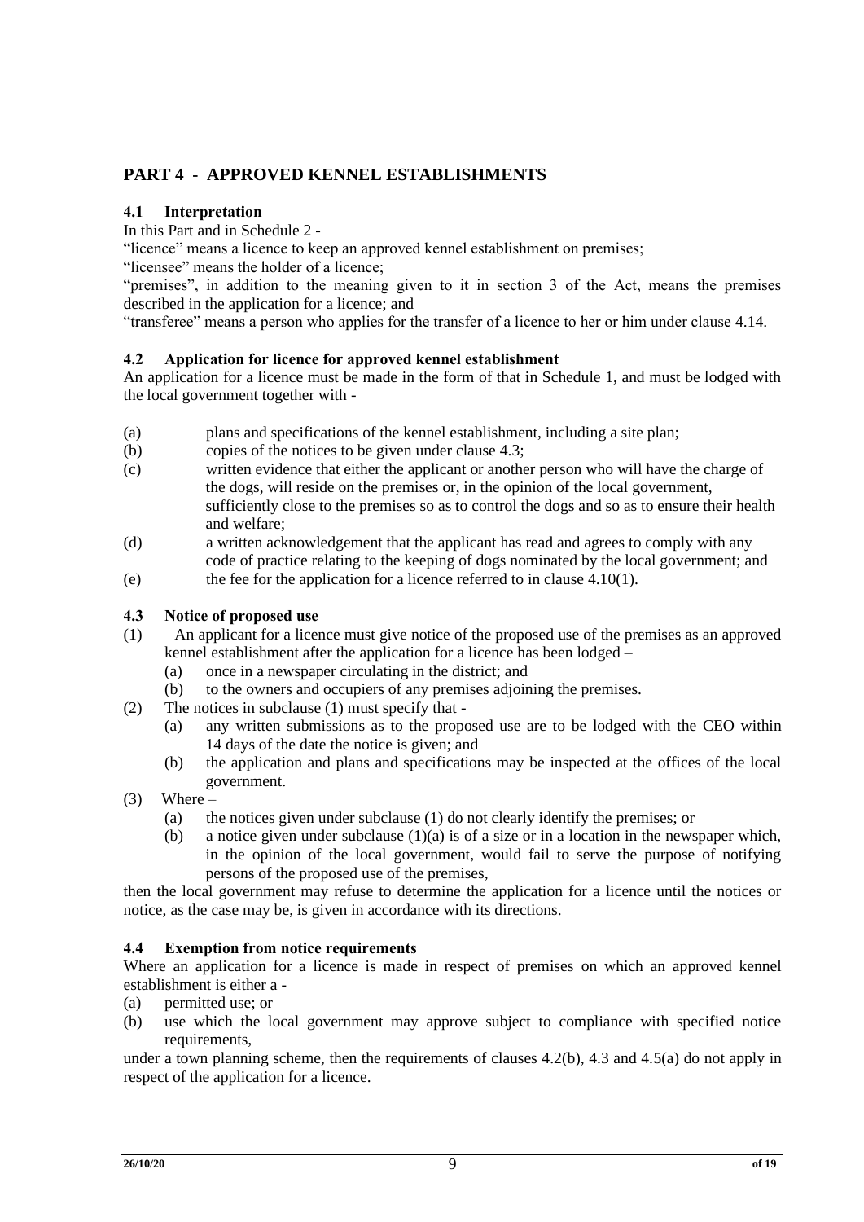## PART 4 - APPROVED KENNEL ESTABLISHMENTS

### 4.1 Interpretation

In this Part and in Schedule 2 -

"licence" means a licence to keep an approved kennel establishment on premises;

"licensee" means the holder of a licence;

"premises", in addition to the meaning given to it in section 3 of the Act, means the premises described in the application for a licence; and

"transferee" means a person who applies for the transfer of a licence to her or him under clause 4.14.

### 4.2 Application for licence for approved kennel establishment

An application for a licence must be made in the form of that in Schedule 1, and must be lodged with the local government together with -

(a) plans and specifications of the kennel establishment, including a site plan;

(b) copies of the notices to be given under clause 4.3;

(c) written evidence that either the applicant or another person who will have the charge of the dogs, will reside on the premises or, in the opinion of the local government, sufficiently close to the premises so as to control the dogs and so as to ensure their health and welfare;

(d) a written acknowledgement that the applicant has read and agrees to comply with any code of practice relating to the keeping of dogs nominated by the local government; and

(e) the fee for the application for a licence referred to in clause 4.10(1).

### 4.3 Notice of proposed use

(1) An applicant for a licence must give notice of the proposed use of the premises as an approved kennel establishment after the application for a licence has been lodged –

  (a) once in a newspaper circulating in the district; and

  (b) to the owners and occupiers of any premises adjoining the premises.

(2) The notices in subclause (1) must specify that -

  (a) any written submissions as to the proposed use are to be lodged with the CEO within 14 days of the date the notice is given; and

  (b) the application and plans and specifications may be inspected at the offices of the local government.

(3) Where –

  (a) the notices given under subclause (1) do not clearly identify the premises; or

  (b) a notice given under subclause (1)(a) is of a size or in a location in the newspaper which, in the opinion of the local government, would fail to serve the purpose of notifying persons of the proposed use of the premises,

then the local government may refuse to determine the application for a licence until the notices or notice, as the case may be, is given in accordance with its directions.

### 4.4 Exemption from notice requirements

Where an application for a licence is made in respect of premises on which an approved kennel establishment is either a -

(a) permitted use; or

(b) use which the local government may approve subject to compliance with specified notice requirements,

under a town planning scheme, then the requirements of clauses 4.2(b), 4.3 and 4.5(a) do not apply in respect of the application for a licence.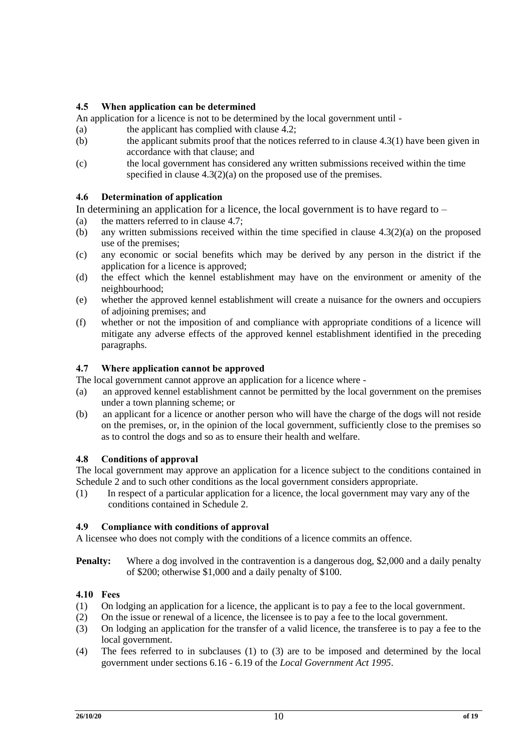### 4.5 When application can be determined

An application for a licence is not to be determined by the local government until -

(a) the applicant has complied with clause 4.2;

(b) the applicant submits proof that the notices referred to in clause 4.3(1) have been given in accordance with that clause; and

(c) the local government has considered any written submissions received within the time specified in clause 4.3(2)(a) on the proposed use of the premises.

### 4.6 Determination of application

In determining an application for a licence, the local government is to have regard to –

(a) the matters referred to in clause 4.7;

(b) any written submissions received within the time specified in clause 4.3(2)(a) on the proposed use of the premises;

(c) any economic or social benefits which may be derived by any person in the district if the application for a licence is approved;

(d) the effect which the kennel establishment may have on the environment or amenity of the neighbourhood;

(e) whether the approved kennel establishment will create a nuisance for the owners and occupiers of adjoining premises; and

(f) whether or not the imposition of and compliance with appropriate conditions of a licence will mitigate any adverse effects of the approved kennel establishment identified in the preceding paragraphs.

### 4.7 Where application cannot be approved

The local government cannot approve an application for a licence where -

(a) an approved kennel establishment cannot be permitted by the local government on the premises under a town planning scheme; or

(b) an applicant for a licence or another person who will have the charge of the dogs will not reside on the premises, or, in the opinion of the local government, sufficiently close to the premises so as to control the dogs and so as to ensure their health and welfare.

### 4.8 Conditions of approval

The local government may approve an application for a licence subject to the conditions contained in Schedule 2 and to such other conditions as the local government considers appropriate.

(1) In respect of a particular application for a licence, the local government may vary any of the conditions contained in Schedule 2.

### 4.9 Compliance with conditions of approval

A licensee who does not comply with the conditions of a licence commits an offence.

**Penalty:** Where a dog involved in the contravention is a dangerous dog, $2,000 and a daily penalty of $200; otherwise $1,000 and a daily penalty of $100.

### 4.10 Fees

(1) On lodging an application for a licence, the applicant is to pay a fee to the local government.

(2) On the issue or renewal of a licence, the licensee is to pay a fee to the local government.

(3) On lodging an application for the transfer of a valid licence, the transferee is to pay a fee to the local government.

(4) The fees referred to in subclauses (1) to (3) are to be imposed and determined by the local government under sections 6.16 - 6.19 of the *Local Government Act 1995*.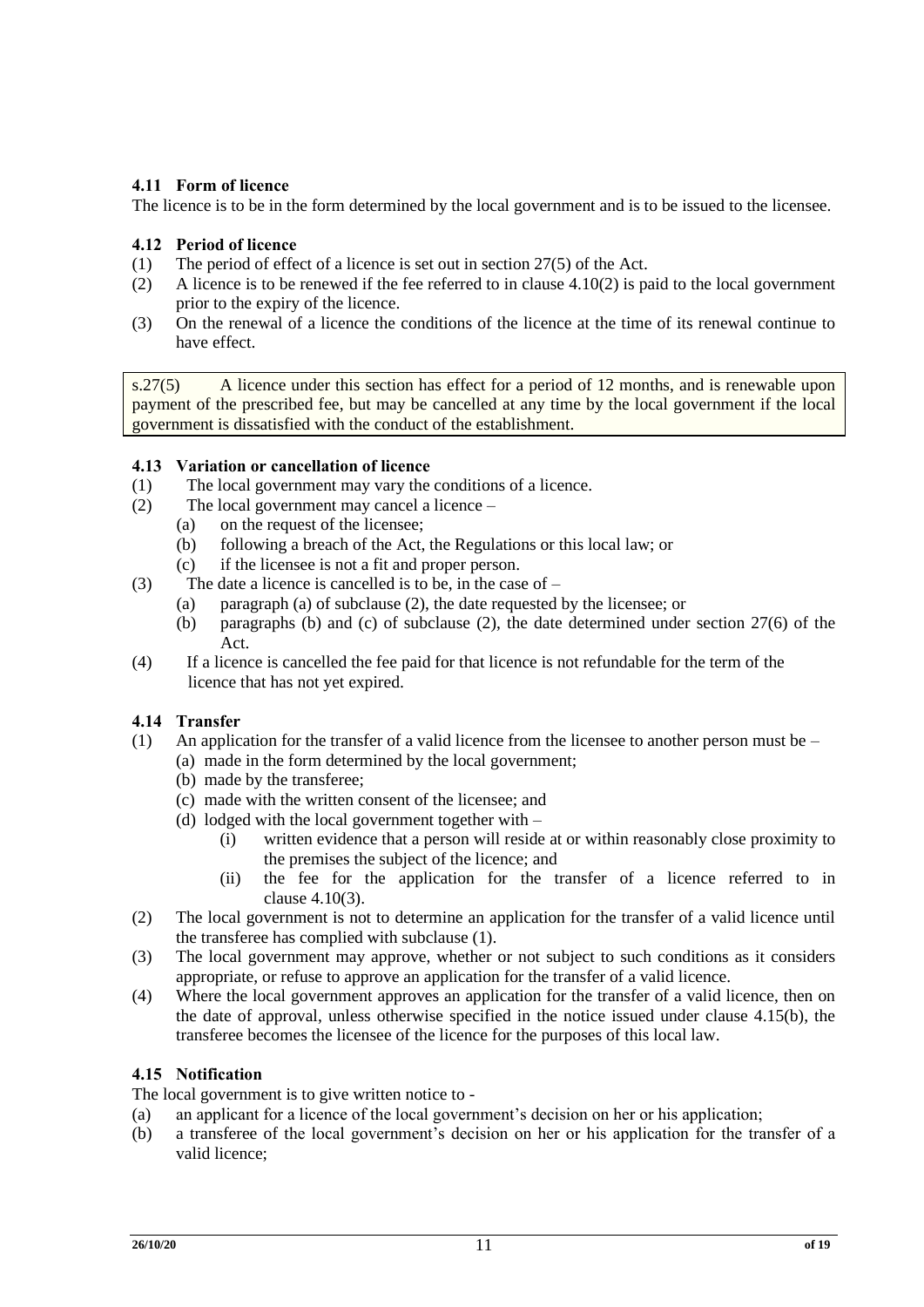### 4.11 Form of licence

The licence is to be in the form determined by the local government and is to be issued to the licensee.

### 4.12 Period of licence

(1) The period of effect of a licence is set out in section 27(5) of the Act.

(2) A licence is to be renewed if the fee referred to in clause 4.10(2) is paid to the local government prior to the expiry of the licence.

(3) On the renewal of a licence the conditions of the licence at the time of its renewal continue to have effect.

> s.27(5) A licence under this section has effect for a period of 12 months, and is renewable upon payment of the prescribed fee, but may be cancelled at any time by the local government if the local government is dissatisfied with the conduct of the establishment.

### 4.13 Variation or cancellation of licence

(1) The local government may vary the conditions of a licence.

(2) The local government may cancel a licence –
   - (a) on the request of the licensee;
   - (b) following a breach of the Act, the Regulations or this local law; or
   - (c) if the licensee is not a fit and proper person.

(3) The date a licence is cancelled is to be, in the case of –
   - (a) paragraph (a) of subclause (2), the date requested by the licensee; or
   - (b) paragraphs (b) and (c) of subclause (2), the date determined under section 27(6) of the Act.

(4) If a licence is cancelled the fee paid for that licence is not refundable for the term of the licence that has not yet expired.

### 4.14 Transfer

(1) An application for the transfer of a valid licence from the licensee to another person must be –
   - (a) made in the form determined by the local government;
   - (b) made by the transferee;
   - (c) made with the written consent of the licensee; and
   - (d) lodged with the local government together with –
     - (i) written evidence that a person will reside at or within reasonably close proximity to the premises the subject of the licence; and
     - (ii) the fee for the application for the transfer of a licence referred to in clause 4.10(3).

(2) The local government is not to determine an application for the transfer of a valid licence until the transferee has complied with subclause (1).

(3) The local government may approve, whether or not subject to such conditions as it considers appropriate, or refuse to approve an application for the transfer of a valid licence.

(4) Where the local government approves an application for the transfer of a valid licence, then on the date of approval, unless otherwise specified in the notice issued under clause 4.15(b), the transferee becomes the licensee of the licence for the purposes of this local law.

### 4.15 Notification

The local government is to give written notice to -

(a) an applicant for a licence of the local government's decision on her or his application;

(b) a transferee of the local government's decision on her or his application for the transfer of a valid licence;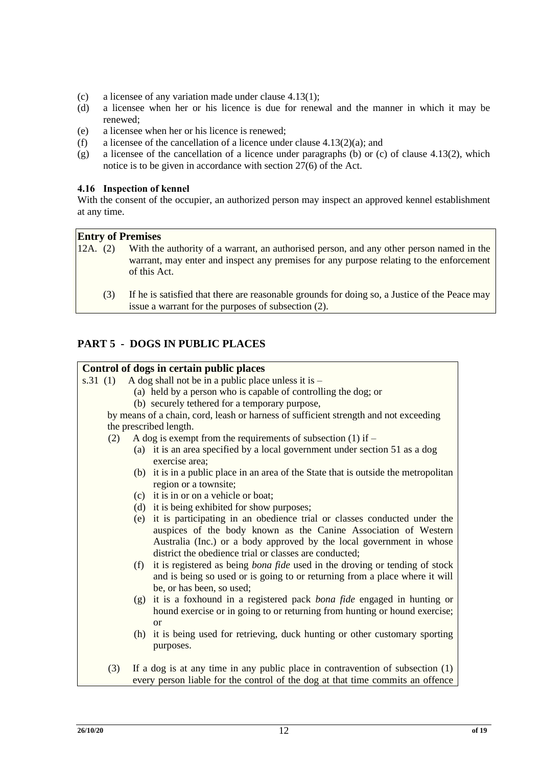(c) a licensee of any variation made under clause 4.13(1);
(d) a licensee when her or his licence is due for renewal and the manner in which it may be renewed;
(e) a licensee when her or his licence is renewed;
(f) a licensee of the cancellation of a licence under clause 4.13(2)(a); and
(g) a licensee of the cancellation of a licence under paragraphs (b) or (c) of clause 4.13(2), which notice is to be given in accordance with section 27(6) of the Act.

**4.16 Inspection of kennel**

With the consent of the occupier, an authorized person may inspect an approved kennel establishment at any time.

**Entry of Premises**

12A. (2) With the authority of a warrant, an authorised person, and any other person named in the warrant, may enter and inspect any premises for any purpose relating to the enforcement of this Act.

(3) If he is satisfied that there are reasonable grounds for doing so, a Justice of the Peace may issue a warrant for the purposes of subsection (2).

## PART 5 - DOGS IN PUBLIC PLACES

**Control of dogs in certain public places**

s.31 (1) A dog shall not be in a public place unless it is –

(a) held by a person who is capable of controlling the dog; or
(b) securely tethered for a temporary purpose,

by means of a chain, cord, leash or harness of sufficient strength and not exceeding the prescribed length.

(2) A dog is exempt from the requirements of subsection (1) if –

(a) it is an area specified by a local government under section 51 as a dog exercise area;
(b) it is in a public place in an area of the State that is outside the metropolitan region or a townsite;
(c) it is in or on a vehicle or boat;
(d) it is being exhibited for show purposes;
(e) it is participating in an obedience trial or classes conducted under the auspices of the body known as the Canine Association of Western Australia (Inc.) or a body approved by the local government in whose district the obedience trial or classes are conducted;
(f) it is registered as being *bona fide* used in the droving or tending of stock and is being so used or is going to or returning from a place where it will be, or has been, so used;
(g) it is a foxhound in a registered pack *bona fide* engaged in hunting or hound exercise or in going to or returning from hunting or hound exercise; or
(h) it is being used for retrieving, duck hunting or other customary sporting purposes.

(3) If a dog is at any time in any public place in contravention of subsection (1) every person liable for the control of the dog at that time commits an offence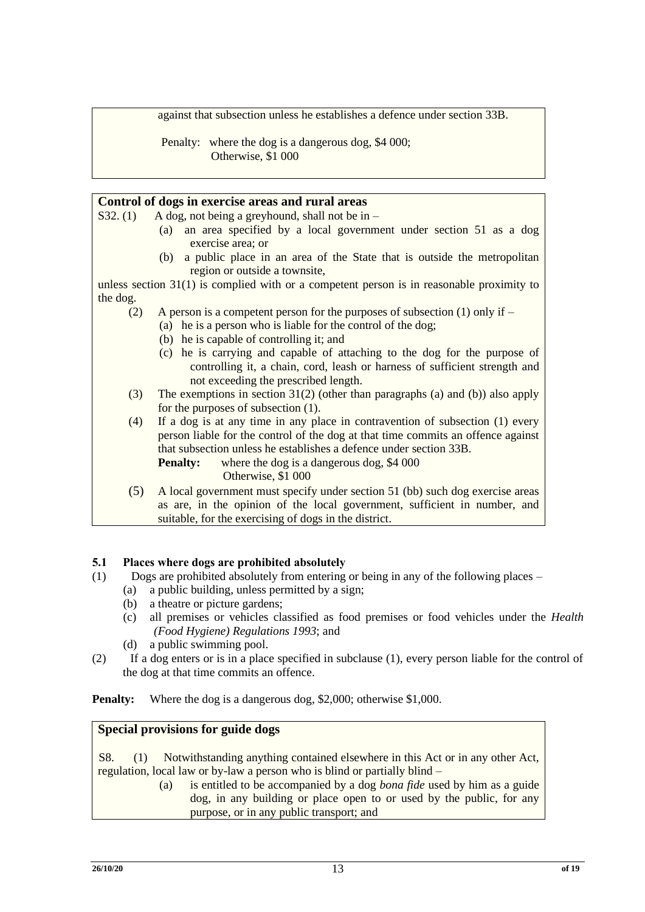against that subsection unless he establishes a defence under section 33B.

Penalty: where the dog is a dangerous dog, $4 000;
Otherwise, $1 000

**Control of dogs in exercise areas and rural areas**

S32. (1) A dog, not being a greyhound, shall not be in –

(a) an area specified by a local government under section 51 as a dog exercise area; or

(b) a public place in an area of the State that is outside the metropolitan region or outside a townsite,

unless section 31(1) is complied with or a competent person is in reasonable proximity to the dog.

(2) A person is a competent person for the purposes of subsection (1) only if –

(a) he is a person who is liable for the control of the dog;

(b) he is capable of controlling it; and

(c) he is carrying and capable of attaching to the dog for the purpose of controlling it, a chain, cord, leash or harness of sufficient strength and not exceeding the prescribed length.

(3) The exemptions in section 31(2) (other than paragraphs (a) and (b)) also apply for the purposes of subsection (1).

(4) If a dog is at any time in any place in contravention of subsection (1) every person liable for the control of the dog at that time commits an offence against that subsection unless he establishes a defence under section 33B.

**Penalty:** where the dog is a dangerous dog, $4 000
Otherwise, $1 000

(5) A local government must specify under section 51 (bb) such dog exercise areas as are, in the opinion of the local government, sufficient in number, and suitable, for the exercising of dogs in the district.

### 5.1 Places where dogs are prohibited absolutely

(1) Dogs are prohibited absolutely from entering or being in any of the following places –

(a) a public building, unless permitted by a sign;

(b) a theatre or picture gardens;

(c) all premises or vehicles classified as food premises or food vehicles under the *Health (Food Hygiene) Regulations 1993*; and

(d) a public swimming pool.

(2) If a dog enters or is in a place specified in subclause (1), every person liable for the control of the dog at that time commits an offence.

**Penalty:** Where the dog is a dangerous dog, $2,000; otherwise $1,000.

**Special provisions for guide dogs**

S8. (1) Notwithstanding anything contained elsewhere in this Act or in any other Act, regulation, local law or by-law a person who is blind or partially blind –

(a) is entitled to be accompanied by a dog *bona fide* used by him as a guide dog, in any building or place open to or used by the public, for any purpose, or in any public transport; and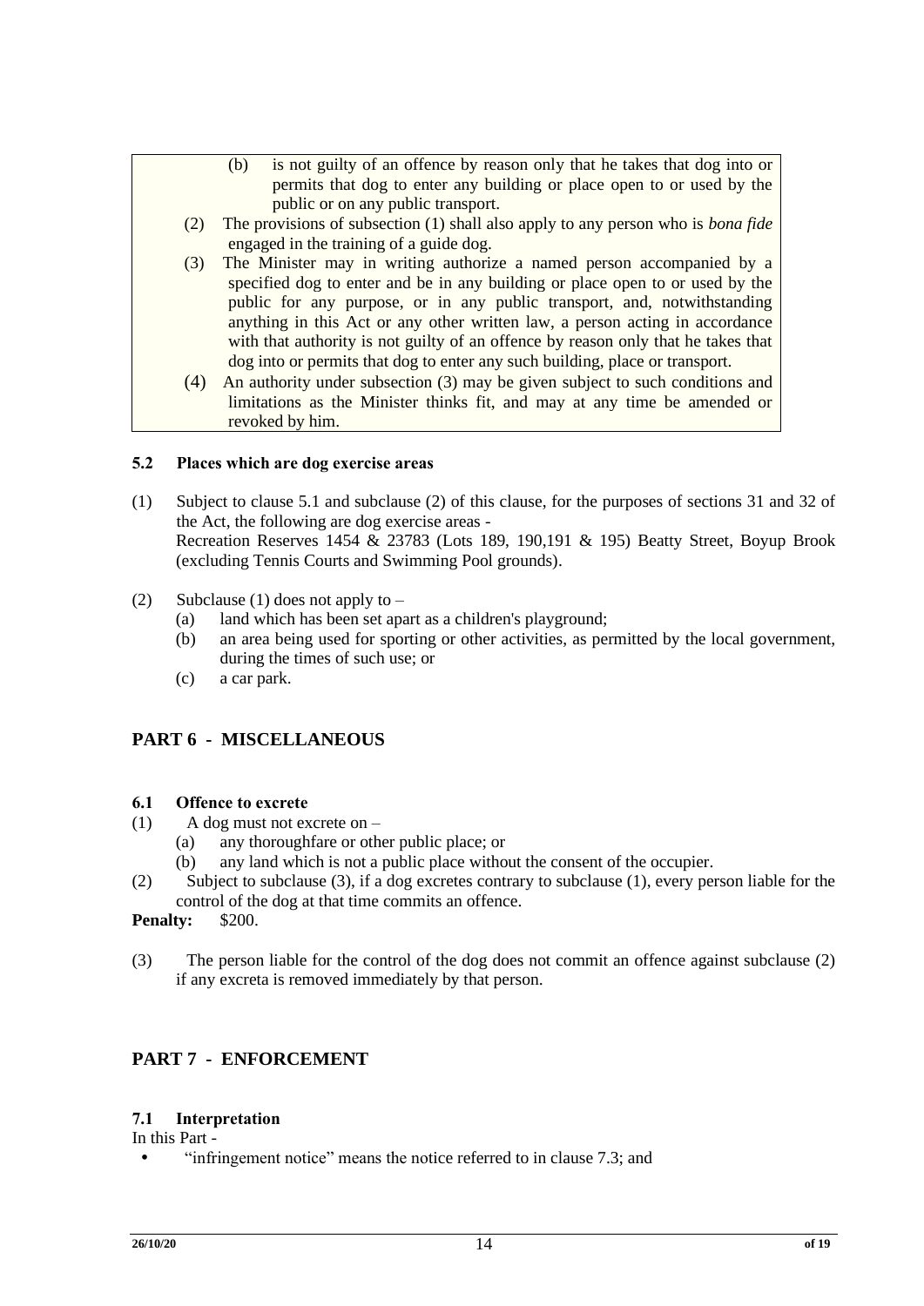(b) is not guilty of an offence by reason only that he takes that dog into or permits that dog to enter any building or place open to or used by the public or on any public transport.

(2) The provisions of subsection (1) shall also apply to any person who is *bona fide* engaged in the training of a guide dog.

(3) The Minister may in writing authorize a named person accompanied by a specified dog to enter and be in any building or place open to or used by the public for any purpose, or in any public transport, and, notwithstanding anything in this Act or any other written law, a person acting in accordance with that authority is not guilty of an offence by reason only that he takes that dog into or permits that dog to enter any such building, place or transport.

(4) An authority under subsection (3) may be given subject to such conditions and limitations as the Minister thinks fit, and may at any time be amended or revoked by him.

### 5.2 Places which are dog exercise areas

(1) Subject to clause 5.1 and subclause (2) of this clause, for the purposes of sections 31 and 32 of the Act, the following are dog exercise areas -
Recreation Reserves 1454 & 23783 (Lots 189, 190,191 & 195) Beatty Street, Boyup Brook (excluding Tennis Courts and Swimming Pool grounds).

(2) Subclause (1) does not apply to –
   (a) land which has been set apart as a children's playground;
   (b) an area being used for sporting or other activities, as permitted by the local government, during the times of such use; or
   (c) a car park.

## PART 6 - MISCELLANEOUS

### 6.1 Offence to excrete

(1) A dog must not excrete on –
   (a) any thoroughfare or other public place; or
   (b) any land which is not a public place without the consent of the occupier.

(2) Subject to subclause (3), if a dog excretes contrary to subclause (1), every person liable for the control of the dog at that time commits an offence.

**Penalty:** $200.

(3) The person liable for the control of the dog does not commit an offence against subclause (2) if any excreta is removed immediately by that person.

## PART 7 - ENFORCEMENT

### 7.1 Interpretation

In this Part -

- "infringement notice" means the notice referred to in clause 7.3; and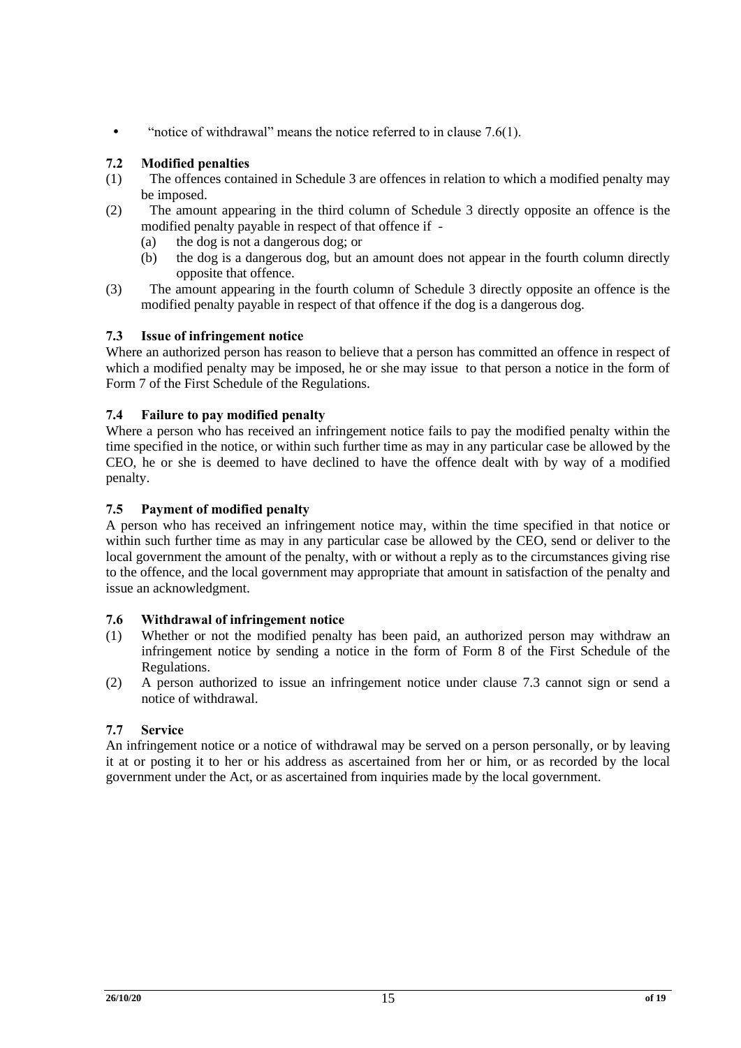- "notice of withdrawal" means the notice referred to in clause 7.6(1).

### 7.2 Modified penalties

(1) The offences contained in Schedule 3 are offences in relation to which a modified penalty may be imposed.

(2) The amount appearing in the third column of Schedule 3 directly opposite an offence is the modified penalty payable in respect of that offence if -

  (a) the dog is not a dangerous dog; or

  (b) the dog is a dangerous dog, but an amount does not appear in the fourth column directly opposite that offence.

(3) The amount appearing in the fourth column of Schedule 3 directly opposite an offence is the modified penalty payable in respect of that offence if the dog is a dangerous dog.

### 7.3 Issue of infringement notice

Where an authorized person has reason to believe that a person has committed an offence in respect of which a modified penalty may be imposed, he or she may issue to that person a notice in the form of Form 7 of the First Schedule of the Regulations.

### 7.4 Failure to pay modified penalty

Where a person who has received an infringement notice fails to pay the modified penalty within the time specified in the notice, or within such further time as may in any particular case be allowed by the CEO, he or she is deemed to have declined to have the offence dealt with by way of a modified penalty.

### 7.5 Payment of modified penalty

A person who has received an infringement notice may, within the time specified in that notice or within such further time as may in any particular case be allowed by the CEO, send or deliver to the local government the amount of the penalty, with or without a reply as to the circumstances giving rise to the offence, and the local government may appropriate that amount in satisfaction of the penalty and issue an acknowledgment.

### 7.6 Withdrawal of infringement notice

(1) Whether or not the modified penalty has been paid, an authorized person may withdraw an infringement notice by sending a notice in the form of Form 8 of the First Schedule of the Regulations.

(2) A person authorized to issue an infringement notice under clause 7.3 cannot sign or send a notice of withdrawal.

### 7.7 Service

An infringement notice or a notice of withdrawal may be served on a person personally, or by leaving it at or posting it to her or his address as ascertained from her or him, or as recorded by the local government under the Act, or as ascertained from inquiries made by the local government.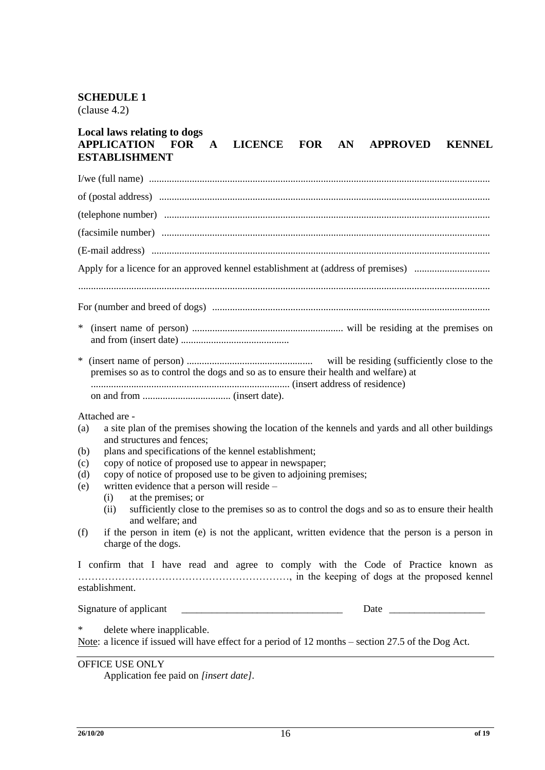**SCHEDULE 1**
(clause 4.2)

**Local laws relating to dogs**
**APPLICATION FOR A LICENCE FOR AN APPROVED KENNEL ESTABLISHMENT**

I/we (full name) ....................................................................................................................................

of (postal address) .................................................................................................................................

(telephone number) ...............................................................................................................................

(facsimile number) ................................................................................................................................

(E-mail address) ....................................................................................................................................

Apply for a licence for an approved kennel establishment at (address of premises) ..............................

.................................................................................................................................................................

For (number and breed of dogs) .............................................................................................................

\* (insert name of person) ............................................................ will be residing at the premises on and from (insert date) ...........................................

\* (insert name of person) .................................................. will be residing (sufficiently close to the premises so as to control the dogs and so as to ensure their health and welfare) at .............................................................................. (insert address of residence) on and from ................................... (insert date).

Attached are -

(a) a site plan of the premises showing the location of the kennels and yards and all other buildings and structures and fences;
(b) plans and specifications of the kennel establishment;
(c) copy of notice of proposed use to appear in newspaper;
(d) copy of notice of proposed use to be given to adjoining premises;
(e) written evidence that a person will reside –
 (i) at the premises; or
 (ii) sufficiently close to the premises so as to control the dogs and so as to ensure their health and welfare; and
(f) if the person in item (e) is not the applicant, written evidence that the person is a person in charge of the dogs.

I confirm that I have read and agree to comply with the Code of Practice known as ………………………………………………………, in the keeping of dogs at the proposed kennel establishment.

Signature of applicant ________________________________ Date ___________________

\* delete where inapplicable.

Note: a licence if issued will have effect for a period of 12 months – section 27.5 of the Dog Act.

---

OFFICE USE ONLY
 Application fee paid on *[insert date]*.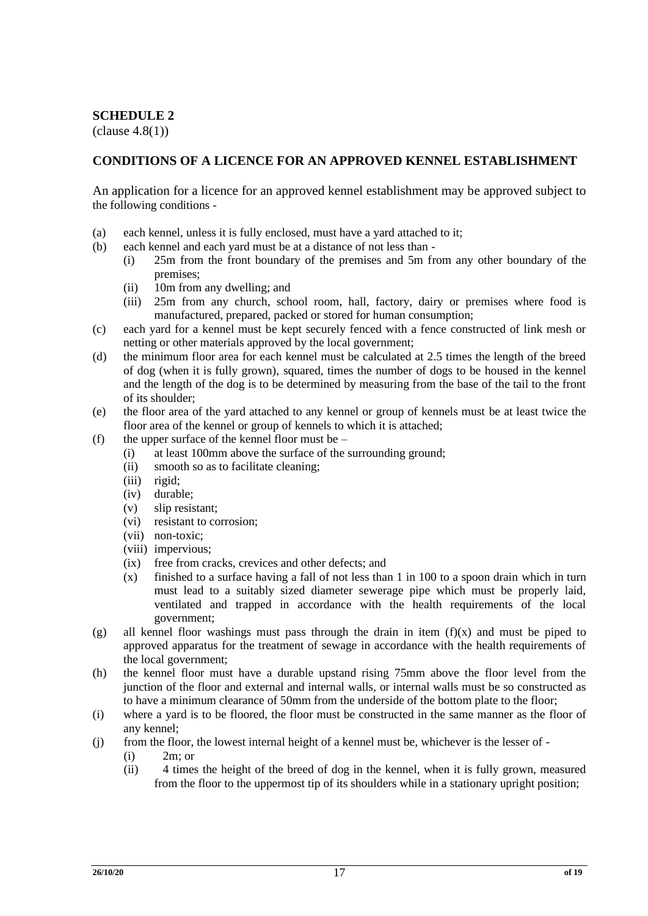**SCHEDULE 2**
(clause 4.8(1))

**CONDITIONS OF A LICENCE FOR AN APPROVED KENNEL ESTABLISHMENT**

An application for a licence for an approved kennel establishment may be approved subject to the following conditions -

(a) each kennel, unless it is fully enclosed, must have a yard attached to it;

(b) each kennel and each yard must be at a distance of not less than -
   (i) 25m from the front boundary of the premises and 5m from any other boundary of the premises;
   (ii) 10m from any dwelling; and
   (iii) 25m from any church, school room, hall, factory, dairy or premises where food is manufactured, prepared, packed or stored for human consumption;

(c) each yard for a kennel must be kept securely fenced with a fence constructed of link mesh or netting or other materials approved by the local government;

(d) the minimum floor area for each kennel must be calculated at 2.5 times the length of the breed of dog (when it is fully grown), squared, times the number of dogs to be housed in the kennel and the length of the dog is to be determined by measuring from the base of the tail to the front of its shoulder;

(e) the floor area of the yard attached to any kennel or group of kennels must be at least twice the floor area of the kennel or group of kennels to which it is attached;

(f) the upper surface of the kennel floor must be –
   (i) at least 100mm above the surface of the surrounding ground;
   (ii) smooth so as to facilitate cleaning;
   (iii) rigid;
   (iv) durable;
   (v) slip resistant;
   (vi) resistant to corrosion;
   (vii) non-toxic;
   (viii) impervious;
   (ix) free from cracks, crevices and other defects; and
   (x) finished to a surface having a fall of not less than 1 in 100 to a spoon drain which in turn must lead to a suitably sized diameter sewerage pipe which must be properly laid, ventilated and trapped in accordance with the health requirements of the local government;

(g) all kennel floor washings must pass through the drain in item (f)(x) and must be piped to approved apparatus for the treatment of sewage in accordance with the health requirements of the local government;

(h) the kennel floor must have a durable upstand rising 75mm above the floor level from the junction of the floor and external and internal walls, or internal walls must be so constructed as to have a minimum clearance of 50mm from the underside of the bottom plate to the floor;

(i) where a yard is to be floored, the floor must be constructed in the same manner as the floor of any kennel;

(j) from the floor, the lowest internal height of a kennel must be, whichever is the lesser of -
   (i) 2m; or
   (ii) 4 times the height of the breed of dog in the kennel, when it is fully grown, measured from the floor to the uppermost tip of its shoulders while in a stationary upright position;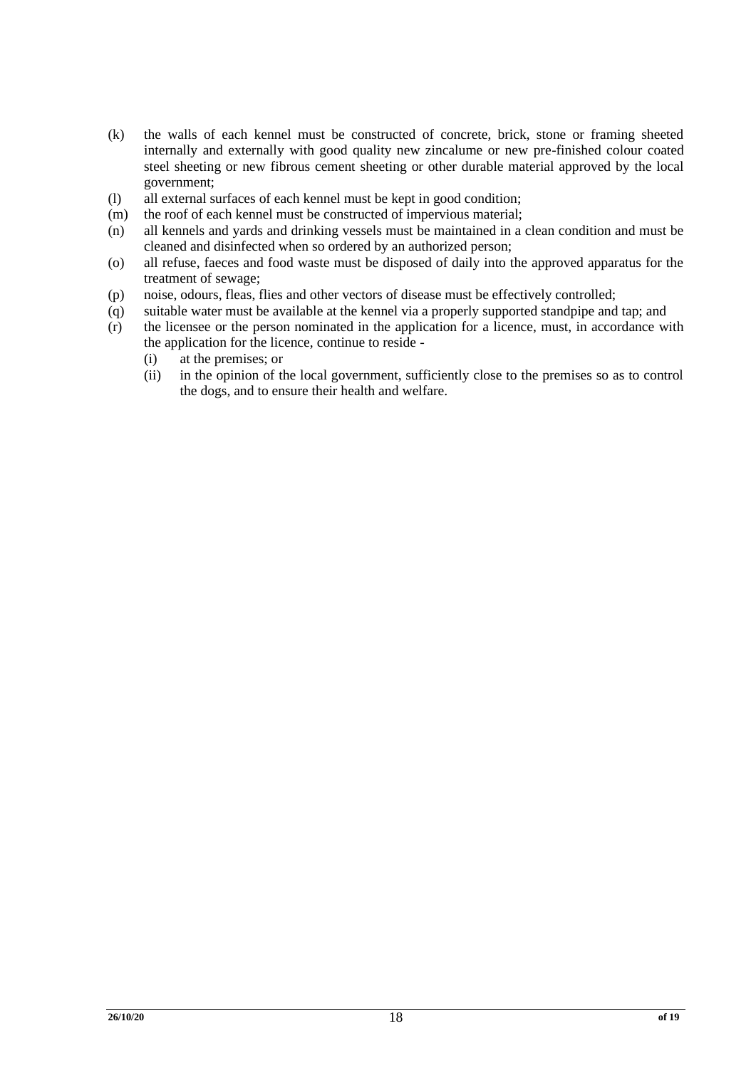(k) the walls of each kennel must be constructed of concrete, brick, stone or framing sheeted internally and externally with good quality new zincalume or new pre-finished colour coated steel sheeting or new fibrous cement sheeting or other durable material approved by the local government;

(l) all external surfaces of each kennel must be kept in good condition;

(m) the roof of each kennel must be constructed of impervious material;

(n) all kennels and yards and drinking vessels must be maintained in a clean condition and must be cleaned and disinfected when so ordered by an authorized person;

(o) all refuse, faeces and food waste must be disposed of daily into the approved apparatus for the treatment of sewage;

(p) noise, odours, fleas, flies and other vectors of disease must be effectively controlled;

(q) suitable water must be available at the kennel via a properly supported standpipe and tap; and

(r) the licensee or the person nominated in the application for a licence, must, in accordance with the application for the licence, continue to reside -

  (i) at the premises; or

  (ii) in the opinion of the local government, sufficiently close to the premises so as to control the dogs, and to ensure their health and welfare.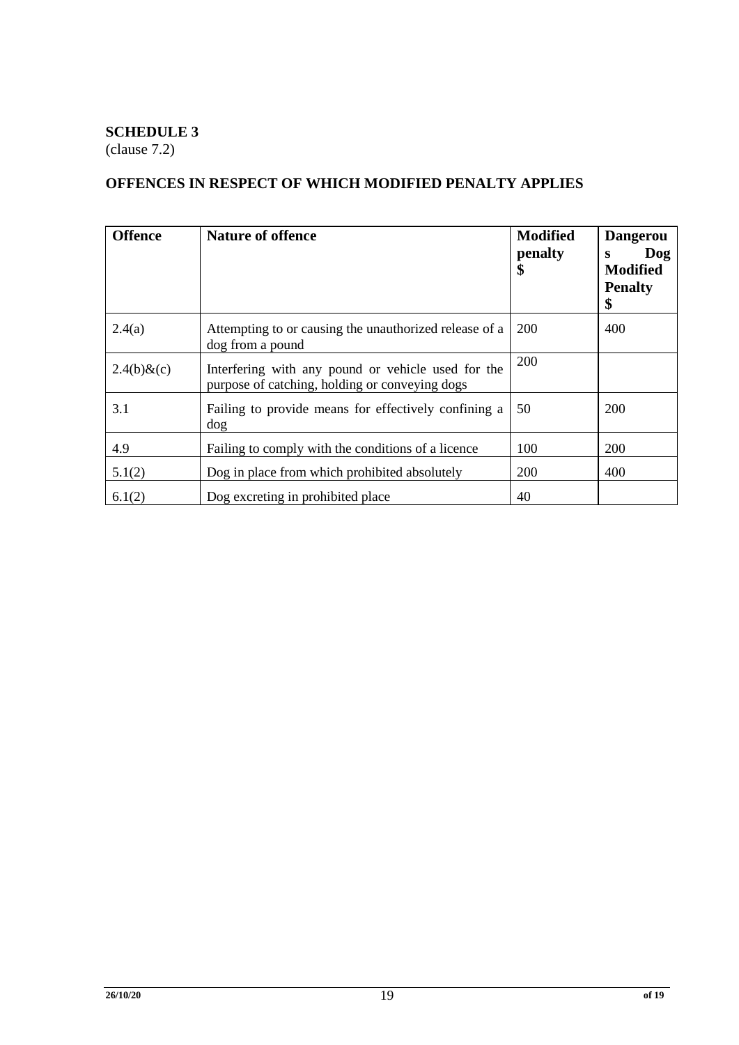**SCHEDULE 3**
(clause 7.2)

**OFFENCES IN RESPECT OF WHICH MODIFIED PENALTY APPLIES**

| Offence | Nature of offence | Modified penalty $ | Dangerous Dog Modified Penalty $ |
|---|---|---|---|
| 2.4(a) | Attempting to or causing the unauthorized release of a dog from a pound | 200 | 400 |
| 2.4(b)&(c) | Interfering with any pound or vehicle used for the purpose of catching, holding or conveying dogs | 200 | |
| 3.1 | Failing to provide means for effectively confining a dog | 50 | 200 |
| 4.9 | Failing to comply with the conditions of a licence | 100 | 200 |
| 5.1(2) | Dog in place from which prohibited absolutely | 200 | 400 |
| 6.1(2) | Dog excreting in prohibited place | 40 | |